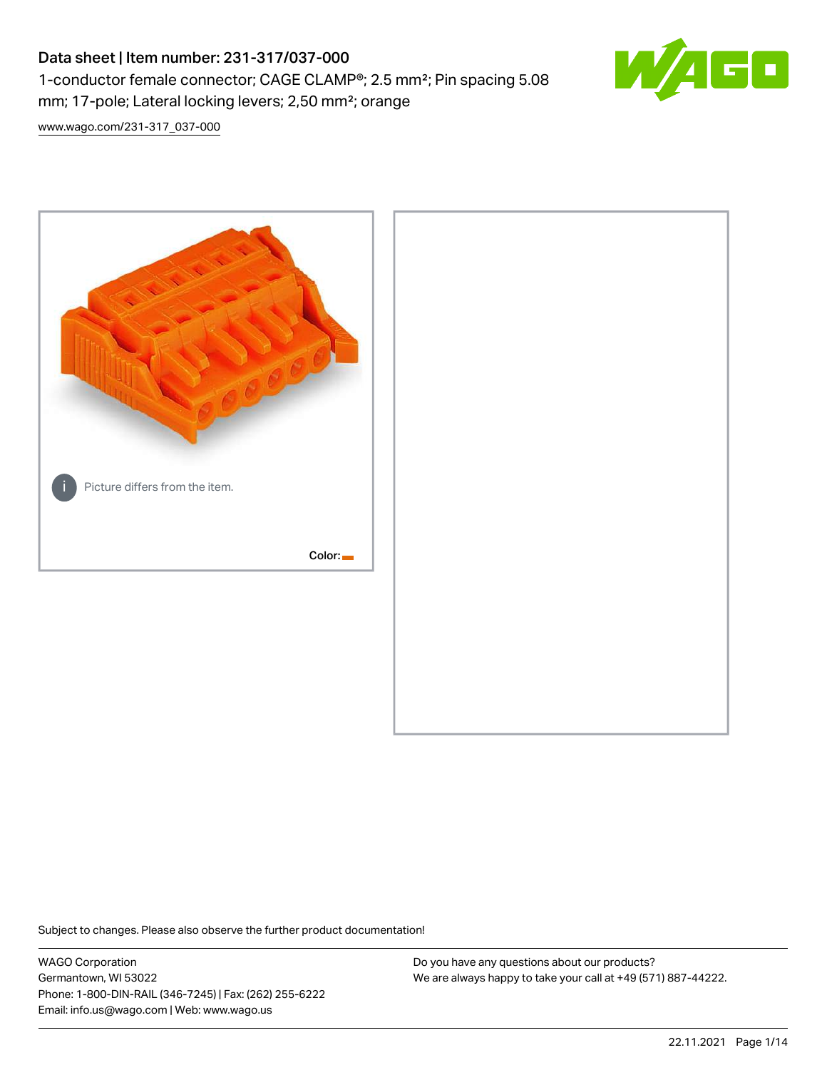# Data sheet | Item number: 231-317/037-000

1-conductor female connector; CAGE CLAMP®; 2.5 mm²; Pin spacing 5.08 mm; 17-pole; Lateral locking levers; 2,50 mm²; orange

www.wago.com/231-317_037-000

Picture differs from the item.

Color:

Subject to changes. Please also observe the further product documentation!

WAGO Corporation
Germantown, WI 53022
Phone: 1-800-DIN-RAIL (346-7245) | Fax: (262) 255-6222
Email: info.us@wago.com | Web: www.wago.us

Do you have any questions about our products?
We are always happy to take your call at +49 (571) 887-44222.

22.11.2021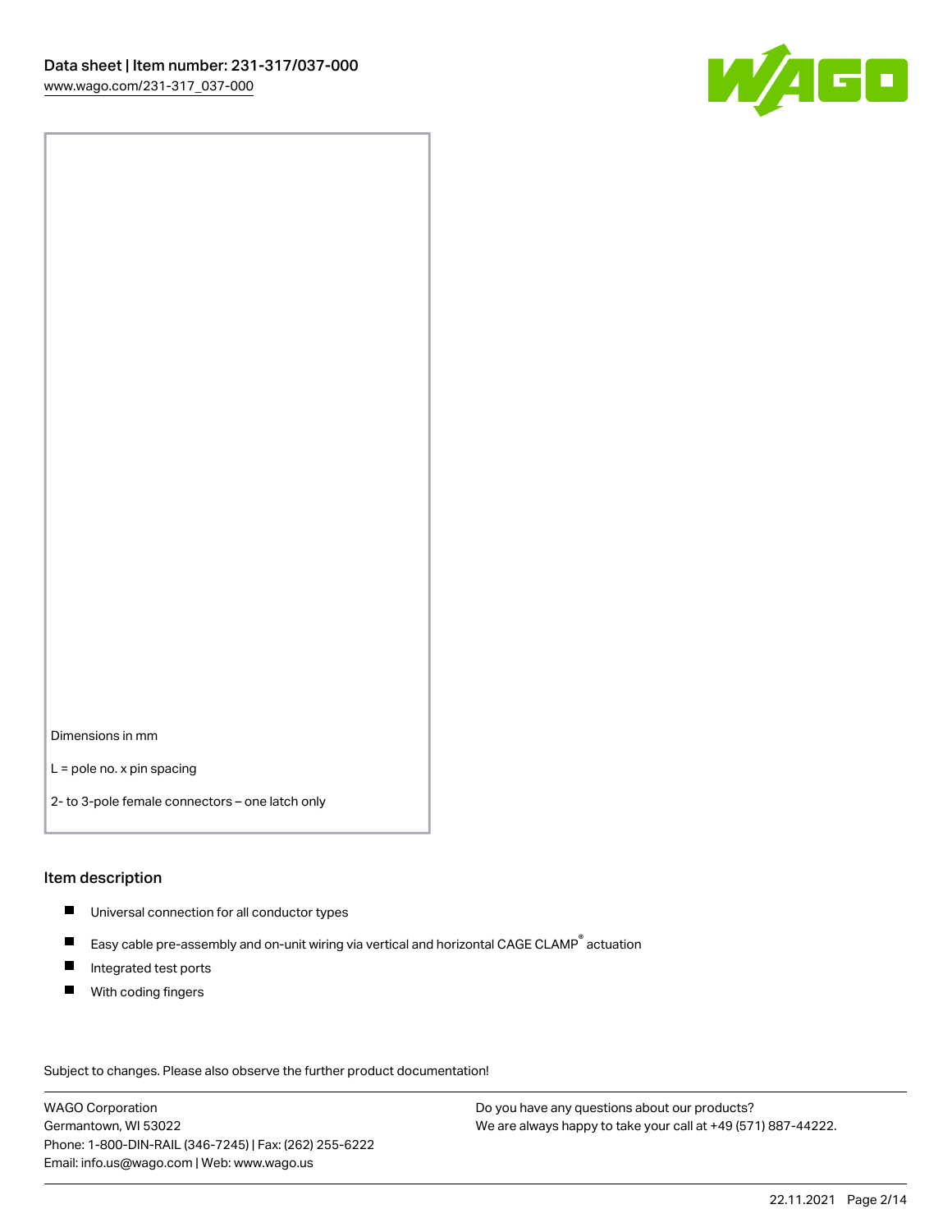Dimensions in mm

L = pole no. x pin spacing

2- to 3-pole female connectors – one latch only

## Item description

- Universal connection for all conductor types
- Easy cable pre-assembly and on-unit wiring via vertical and horizontal CAGE CLAMP® actuation
- Integrated test ports
- With coding fingers

Subject to changes. Please also observe the further product documentation!

WAGO Corporation
Germantown, WI 53022
Phone: 1-800-DIN-RAIL (346-7245) | Fax: (262) 255-6222
Email: info.us@wago.com | Web: www.wago.us

Do you have any questions about our products?
We are always happy to take your call at +49 (571) 887-44222.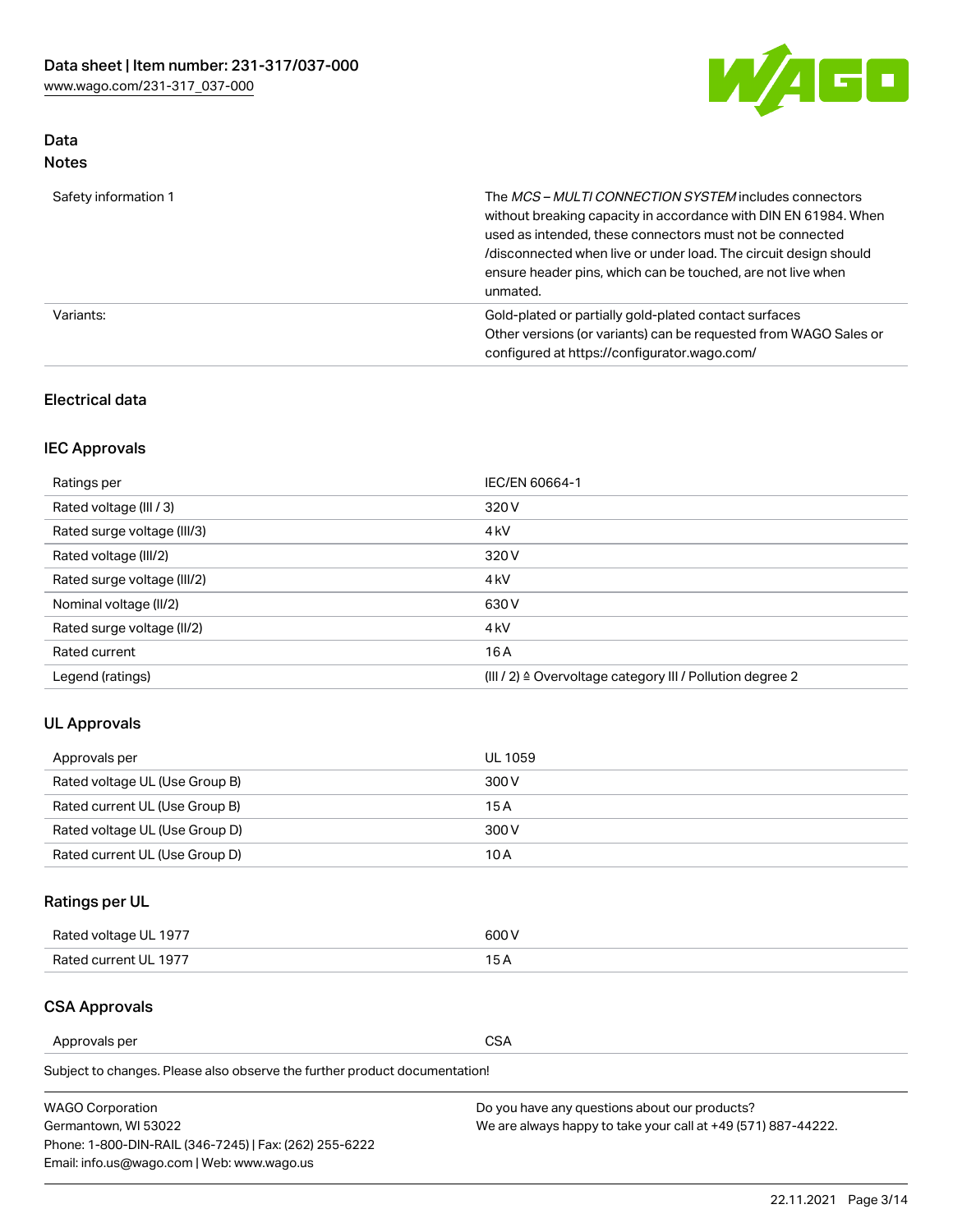## Data

### Notes

| | |
|---|---|
| Safety information 1 | The *MCS – MULTI CONNECTION SYSTEM* includes connectors without breaking capacity in accordance with DIN EN 61984. When used as intended, these connectors must not be connected /disconnected when live or under load. The circuit design should ensure header pins, which can be touched, are not live when unmated. |
| Variants: | Gold-plated or partially gold-plated contact surfaces<br>Other versions (or variants) can be requested from WAGO Sales or configured at https://configurator.wago.com/ |

### Electrical data

#### IEC Approvals

| | |
|---|---|
| Ratings per | IEC/EN 60664-1 |
| Rated voltage (III / 3) | 320 V |
| Rated surge voltage (III/3) | 4 kV |
| Rated voltage (III/2) | 320 V |
| Rated surge voltage (III/2) | 4 kV |
| Nominal voltage (II/2) | 630 V |
| Rated surge voltage (II/2) | 4 kV |
| Rated current | 16 A |
| Legend (ratings) | (III / 2) ≙ Overvoltage category III / Pollution degree 2 |

#### UL Approvals

| | |
|---|---|
| Approvals per | UL 1059 |
| Rated voltage UL (Use Group B) | 300 V |
| Rated current UL (Use Group B) | 15 A |
| Rated voltage UL (Use Group D) | 300 V |
| Rated current UL (Use Group D) | 10 A |

#### Ratings per UL

| | |
|---|---|
| Rated voltage UL 1977 | 600 V |
| Rated current UL 1977 | 15 A |

#### CSA Approvals

| | |
|---|---|
| Approvals per | CSA |

Subject to changes. Please also observe the further product documentation!

WAGO Corporation
Germantown, WI 53022
Phone: 1-800-DIN-RAIL (346-7245) | Fax: (262) 255-6222
Email: info.us@wago.com | Web: www.wago.us

Do you have any questions about our products?
We are always happy to take your call at +49 (571) 887-44222.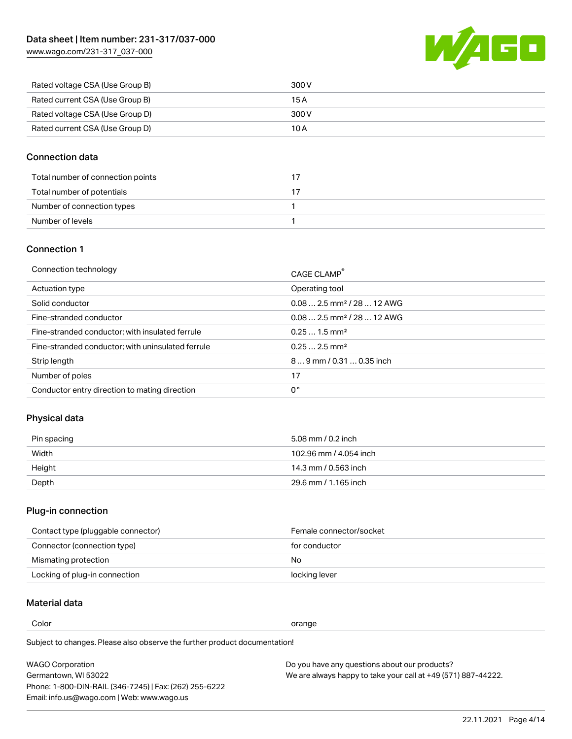| | |
|---|---|
| Rated voltage CSA (Use Group B) | 300 V |
| Rated current CSA (Use Group B) | 15 A |
| Rated voltage CSA (Use Group D) | 300 V |
| Rated current CSA (Use Group D) | 10 A |

## Connection data

| | |
|---|---|
| Total number of connection points | 17 |
| Total number of potentials | 17 |
| Number of connection types | 1 |
| Number of levels | 1 |

## Connection 1

| | |
|---|---|
| Connection technology | CAGE CLAMP® |
| Actuation type | Operating tool |
| Solid conductor | 0.08 … 2.5 mm² / 28 … 12 AWG |
| Fine-stranded conductor | 0.08 … 2.5 mm² / 28 … 12 AWG |
| Fine-stranded conductor; with insulated ferrule | 0.25 … 1.5 mm² |
| Fine-stranded conductor; with uninsulated ferrule | 0.25 … 2.5 mm² |
| Strip length | 8 … 9 mm / 0.31 … 0.35 inch |
| Number of poles | 17 |
| Conductor entry direction to mating direction | 0 ° |

## Physical data

| | |
|---|---|
| Pin spacing | 5.08 mm / 0.2 inch |
| Width | 102.96 mm / 4.054 inch |
| Height | 14.3 mm / 0.563 inch |
| Depth | 29.6 mm / 1.165 inch |

## Plug-in connection

| | |
|---|---|
| Contact type (pluggable connector) | Female connector/socket |
| Connector (connection type) | for conductor |
| Mismating protection | No |
| Locking of plug-in connection | locking lever |

## Material data

| | |
|---|---|
| Color | orange |

Subject to changes. Please also observe the further product documentation!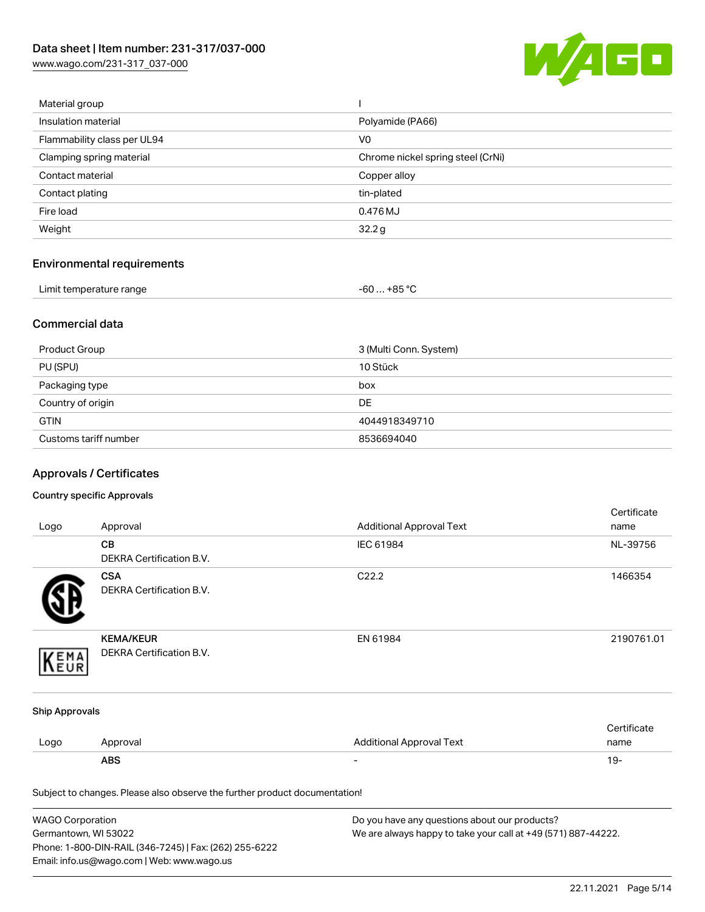| | |
|---|---|
| Material group | I |
| Insulation material | Polyamide (PA66) |
| Flammability class per UL94 | V0 |
| Clamping spring material | Chrome nickel spring steel (CrNi) |
| Contact material | Copper alloy |
| Contact plating | tin-plated |
| Fire load | 0.476 MJ |
| Weight | 32.2 g |

## Environmental requirements

| | |
|---|---|
| Limit temperature range | -60 … +85 °C |

## Commercial data

| | |
|---|---|
| Product Group | 3 (Multi Conn. System) |
| PU (SPU) | 10 Stück |
| Packaging type | box |
| Country of origin | DE |
| GTIN | 4044918349710 |
| Customs tariff number | 8536694040 |

## Approvals / Certificates

### Country specific Approvals

| Logo | Approval | Additional Approval Text | Certificate name |
|---|---|---|---|
| | **CB**<br>DEKRA Certification B.V. | IEC 61984 | NL-39756 |
| | **CSA**<br>DEKRA Certification B.V. | C22.2 | 1466354 |
| | **KEMA/KEUR**<br>DEKRA Certification B.V. | EN 61984 | 2190761.01 |

### Ship Approvals

| Logo | Approval | Additional Approval Text | Certificate name |
|---|---|---|---|
| | **ABS** | - | 19- |

Subject to changes. Please also observe the further product documentation!

WAGO Corporation
Germantown, WI 53022
Phone: 1-800-DIN-RAIL (346-7245) | Fax: (262) 255-6222
Email: info.us@wago.com | Web: www.wago.us

Do you have any questions about our products?
We are always happy to take your call at +49 (571) 887-44222.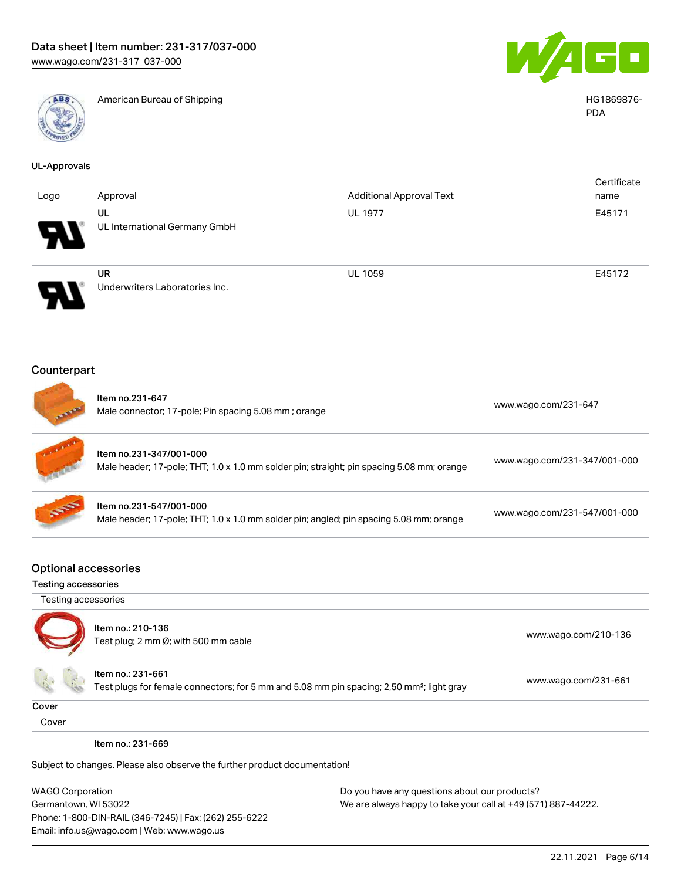| | American Bureau of Shipping | HG1869876-PDA |
|---|---|---|

## UL-Approvals

| Logo | Approval | Additional Approval Text | Certificate name |
|---|---|---|---|
| | **UL**<br>UL International Germany GmbH | UL 1977 | E45171 |
| | **UR**<br>Underwriters Laboratories Inc. | UL 1059 | E45172 |

## Counterpart

| | | |
|---|---|---|
| | Item no.231-647<br>Male connector; 17-pole; Pin spacing 5.08 mm ; orange | www.wago.com/231-647 |
| | Item no.231-347/001-000<br>Male header; 17-pole; THT; 1.0 x 1.0 mm solder pin; straight; pin spacing 5.08 mm; orange | www.wago.com/231-347/001-000 |
| | Item no.231-547/001-000<br>Male header; 17-pole; THT; 1.0 x 1.0 mm solder pin; angled; pin spacing 5.08 mm; orange | www.wago.com/231-547/001-000 |

## Optional accessories

### Testing accessories

Testing accessories

| | | |
|---|---|---|
| | Item no.: 210-136<br>Test plug; 2 mm Ø; with 500 mm cable | www.wago.com/210-136 |
| | Item no.: 231-661<br>Test plugs for female connectors; for 5 mm and 5.08 mm pin spacing; 2,50 mm²; light gray | www.wago.com/231-661 |

### Cover

Cover

Item no.: 231-669

Subject to changes. Please also observe the further product documentation!

WAGO Corporation
Germantown, WI 53022
Phone: 1-800-DIN-RAIL (346-7245) | Fax: (262) 255-6222
Email: info.us@wago.com | Web: www.wago.us

Do you have any questions about our products?
We are always happy to take your call at +49 (571) 887-44222.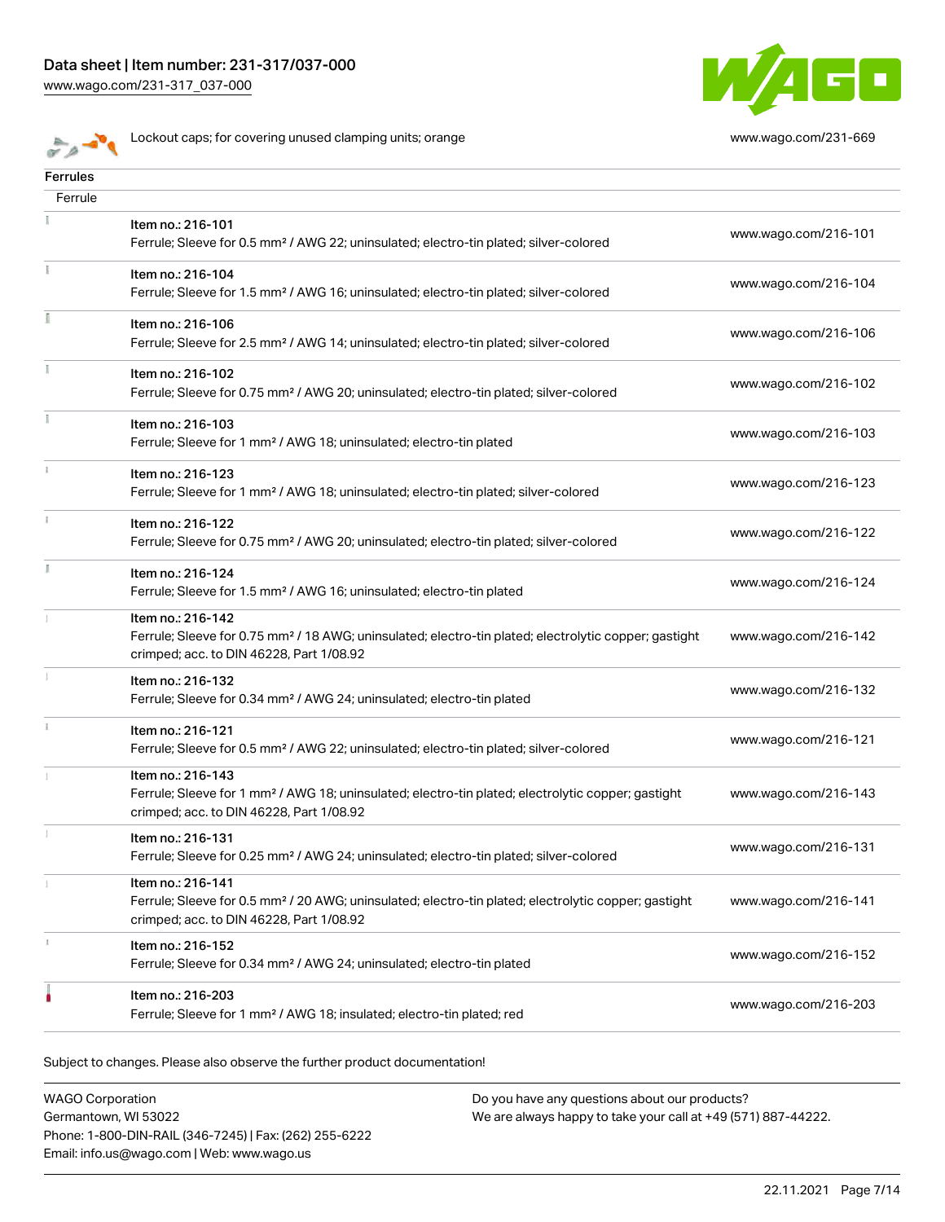Lockout caps; for covering unused clamping units; orange | www.wago.com/231-669

## Ferrules

Ferrule

| Item | Link |
|---|---|
| Item no.: 216-101<br>Ferrule; Sleeve for 0.5 mm² / AWG 22; uninsulated; electro-tin plated; silver-colored | www.wago.com/216-101 |
| Item no.: 216-104<br>Ferrule; Sleeve for 1.5 mm² / AWG 16; uninsulated; electro-tin plated; silver-colored | www.wago.com/216-104 |
| Item no.: 216-106<br>Ferrule; Sleeve for 2.5 mm² / AWG 14; uninsulated; electro-tin plated; silver-colored | www.wago.com/216-106 |
| Item no.: 216-102<br>Ferrule; Sleeve for 0.75 mm² / AWG 20; uninsulated; electro-tin plated; silver-colored | www.wago.com/216-102 |
| Item no.: 216-103<br>Ferrule; Sleeve for 1 mm² / AWG 18; uninsulated; electro-tin plated | www.wago.com/216-103 |
| Item no.: 216-123<br>Ferrule; Sleeve for 1 mm² / AWG 18; uninsulated; electro-tin plated; silver-colored | www.wago.com/216-123 |
| Item no.: 216-122<br>Ferrule; Sleeve for 0.75 mm² / AWG 20; uninsulated; electro-tin plated; silver-colored | www.wago.com/216-122 |
| Item no.: 216-124<br>Ferrule; Sleeve for 1.5 mm² / AWG 16; uninsulated; electro-tin plated | www.wago.com/216-124 |
| Item no.: 216-142<br>Ferrule; Sleeve for 0.75 mm² / 18 AWG; uninsulated; electro-tin plated; electrolytic copper; gastight crimped; acc. to DIN 46228, Part 1/08.92 | www.wago.com/216-142 |
| Item no.: 216-132<br>Ferrule; Sleeve for 0.34 mm² / AWG 24; uninsulated; electro-tin plated | www.wago.com/216-132 |
| Item no.: 216-121<br>Ferrule; Sleeve for 0.5 mm² / AWG 22; uninsulated; electro-tin plated; silver-colored | www.wago.com/216-121 |
| Item no.: 216-143<br>Ferrule; Sleeve for 1 mm² / AWG 18; uninsulated; electro-tin plated; electrolytic copper; gastight crimped; acc. to DIN 46228, Part 1/08.92 | www.wago.com/216-143 |
| Item no.: 216-131<br>Ferrule; Sleeve for 0.25 mm² / AWG 24; uninsulated; electro-tin plated; silver-colored | www.wago.com/216-131 |
| Item no.: 216-141<br>Ferrule; Sleeve for 0.5 mm² / 20 AWG; uninsulated; electro-tin plated; electrolytic copper; gastight crimped; acc. to DIN 46228, Part 1/08.92 | www.wago.com/216-141 |
| Item no.: 216-152<br>Ferrule; Sleeve for 0.34 mm² / AWG 24; uninsulated; electro-tin plated | www.wago.com/216-152 |
| Item no.: 216-203<br>Ferrule; Sleeve for 1 mm² / AWG 18; insulated; electro-tin plated; red | www.wago.com/216-203 |

Subject to changes. Please also observe the further product documentation!

WAGO Corporation
Germantown, WI 53022
Phone: 1-800-DIN-RAIL (346-7245) | Fax: (262) 255-6222
Email: info.us@wago.com | Web: www.wago.us

Do you have any questions about our products?
We are always happy to take your call at +49 (571) 887-44222.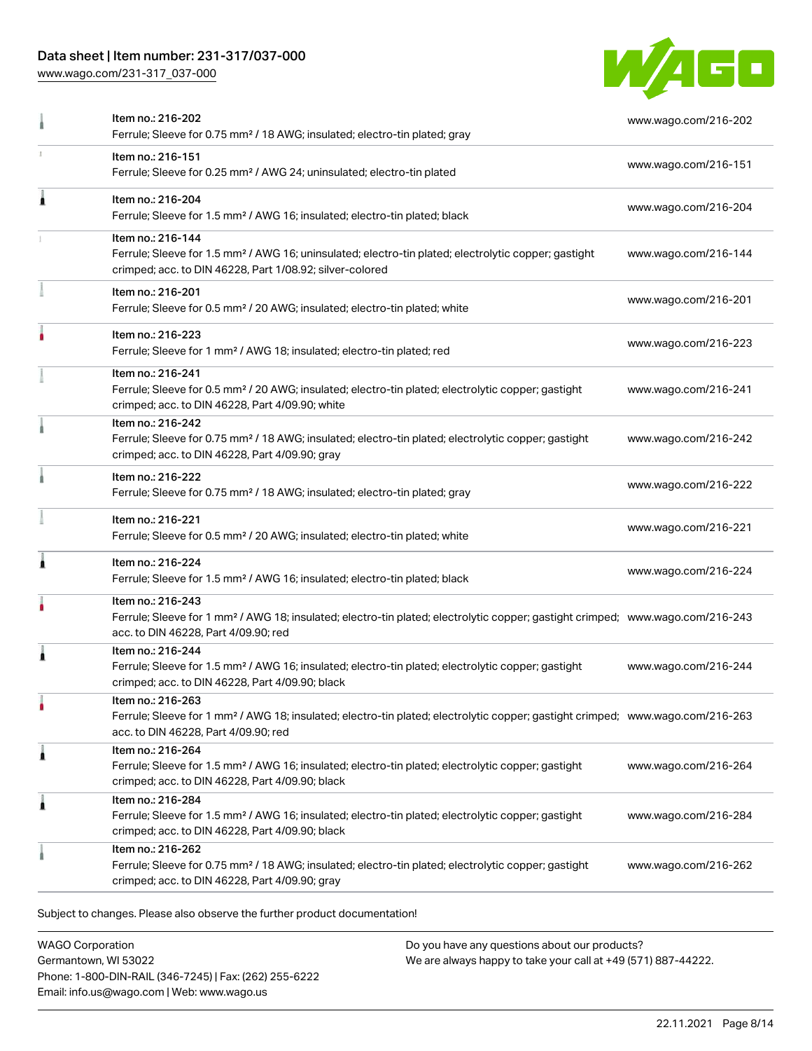| | | |
|---|---|---|
| | Item no.: 216-202<br>Ferrule; Sleeve for 0.75 mm² / 18 AWG; insulated; electro-tin plated; gray | www.wago.com/216-202 |
| | Item no.: 216-151<br>Ferrule; Sleeve for 0.25 mm² / AWG 24; uninsulated; electro-tin plated | www.wago.com/216-151 |
| | Item no.: 216-204<br>Ferrule; Sleeve for 1.5 mm² / AWG 16; insulated; electro-tin plated; black | www.wago.com/216-204 |
| | Item no.: 216-144<br>Ferrule; Sleeve for 1.5 mm² / AWG 16; uninsulated; electro-tin plated; electrolytic copper; gastight crimped; acc. to DIN 46228, Part 1/08.92; silver-colored | www.wago.com/216-144 |
| | Item no.: 216-201<br>Ferrule; Sleeve for 0.5 mm² / 20 AWG; insulated; electro-tin plated; white | www.wago.com/216-201 |
| | Item no.: 216-223<br>Ferrule; Sleeve for 1 mm² / AWG 18; insulated; electro-tin plated; red | www.wago.com/216-223 |
| | Item no.: 216-241<br>Ferrule; Sleeve for 0.5 mm² / 20 AWG; insulated; electro-tin plated; electrolytic copper; gastight crimped; acc. to DIN 46228, Part 4/09.90; white | www.wago.com/216-241 |
| | Item no.: 216-242<br>Ferrule; Sleeve for 0.75 mm² / 18 AWG; insulated; electro-tin plated; electrolytic copper; gastight crimped; acc. to DIN 46228, Part 4/09.90; gray | www.wago.com/216-242 |
| | Item no.: 216-222<br>Ferrule; Sleeve for 0.75 mm² / 18 AWG; insulated; electro-tin plated; gray | www.wago.com/216-222 |
| | Item no.: 216-221<br>Ferrule; Sleeve for 0.5 mm² / 20 AWG; insulated; electro-tin plated; white | www.wago.com/216-221 |
| | Item no.: 216-224<br>Ferrule; Sleeve for 1.5 mm² / AWG 16; insulated; electro-tin plated; black | www.wago.com/216-224 |
| | Item no.: 216-243<br>Ferrule; Sleeve for 1 mm² / AWG 18; insulated; electro-tin plated; electrolytic copper; gastight crimped; acc. to DIN 46228, Part 4/09.90; red | www.wago.com/216-243 |
| | Item no.: 216-244<br>Ferrule; Sleeve for 1.5 mm² / AWG 16; insulated; electro-tin plated; electrolytic copper; gastight crimped; acc. to DIN 46228, Part 4/09.90; black | www.wago.com/216-244 |
| | Item no.: 216-263<br>Ferrule; Sleeve for 1 mm² / AWG 18; insulated; electro-tin plated; electrolytic copper; gastight crimped; acc. to DIN 46228, Part 4/09.90; red | www.wago.com/216-263 |
| | Item no.: 216-264<br>Ferrule; Sleeve for 1.5 mm² / AWG 16; insulated; electro-tin plated; electrolytic copper; gastight crimped; acc. to DIN 46228, Part 4/09.90; black | www.wago.com/216-264 |
| | Item no.: 216-284<br>Ferrule; Sleeve for 1.5 mm² / AWG 16; insulated; electro-tin plated; electrolytic copper; gastight crimped; acc. to DIN 46228, Part 4/09.90; black | www.wago.com/216-284 |
| | Item no.: 216-262<br>Ferrule; Sleeve for 0.75 mm² / 18 AWG; insulated; electro-tin plated; electrolytic copper; gastight crimped; acc. to DIN 46228, Part 4/09.90; gray | www.wago.com/216-262 |

Subject to changes. Please also observe the further product documentation!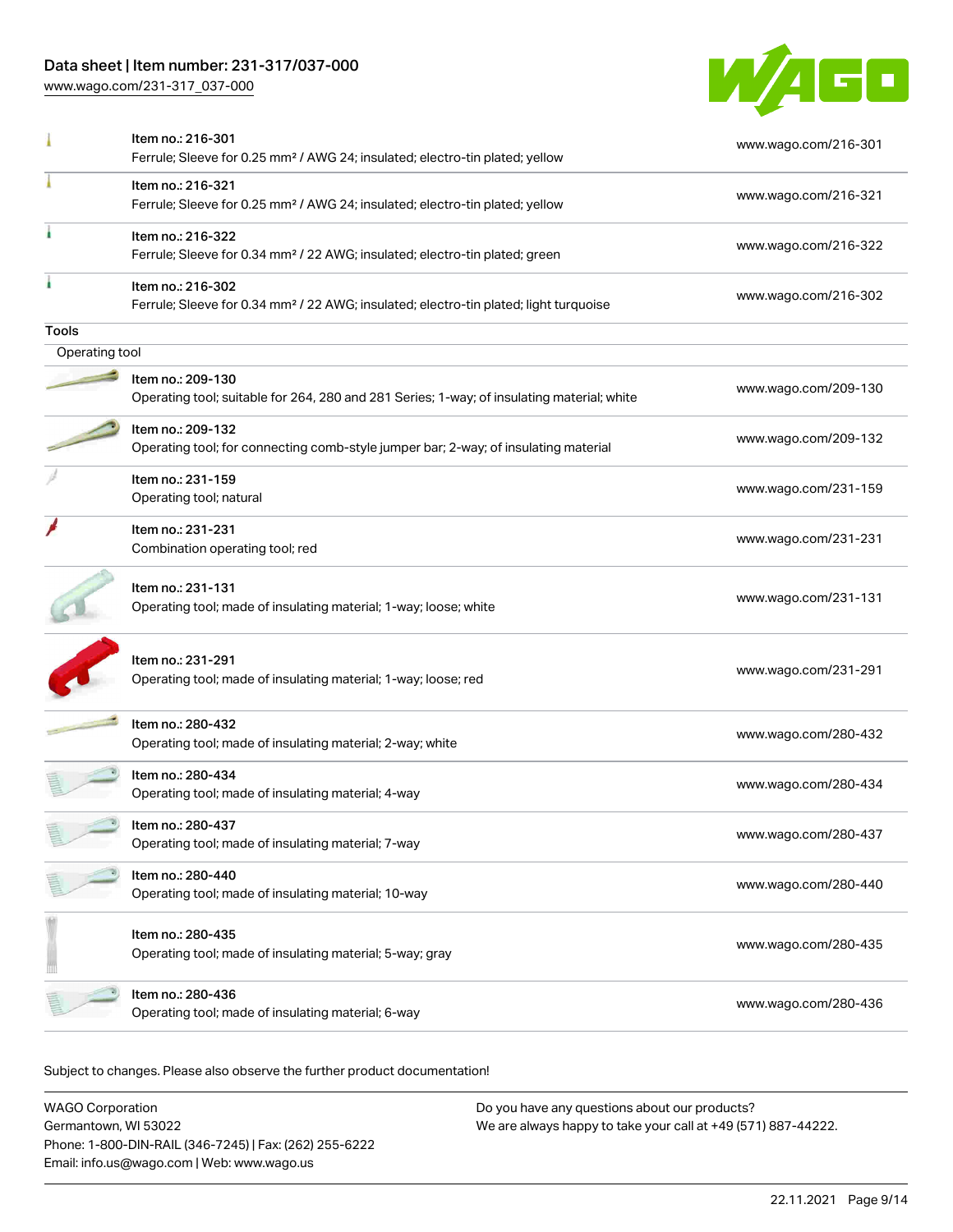| Item | Link |
| --- | --- |
| Item no.: 216-301<br>Ferrule; Sleeve for 0.25 mm² / AWG 24; insulated; electro-tin plated; yellow | www.wago.com/216-301 |
| Item no.: 216-321<br>Ferrule; Sleeve for 0.25 mm² / AWG 24; insulated; electro-tin plated; yellow | www.wago.com/216-321 |
| Item no.: 216-322<br>Ferrule; Sleeve for 0.34 mm² / 22 AWG; insulated; electro-tin plated; green | www.wago.com/216-322 |
| Item no.: 216-302<br>Ferrule; Sleeve for 0.34 mm² / 22 AWG; insulated; electro-tin plated; light turquoise | www.wago.com/216-302 |

## Tools

### Operating tool

| Item | Link |
| --- | --- |
| Item no.: 209-130<br>Operating tool; suitable for 264, 280 and 281 Series; 1-way; of insulating material; white | www.wago.com/209-130 |
| Item no.: 209-132<br>Operating tool; for connecting comb-style jumper bar; 2-way; of insulating material | www.wago.com/209-132 |
| Item no.: 231-159<br>Operating tool; natural | www.wago.com/231-159 |
| Item no.: 231-231<br>Combination operating tool; red | www.wago.com/231-231 |
| Item no.: 231-131<br>Operating tool; made of insulating material; 1-way; loose; white | www.wago.com/231-131 |
| Item no.: 231-291<br>Operating tool; made of insulating material; 1-way; loose; red | www.wago.com/231-291 |
| Item no.: 280-432<br>Operating tool; made of insulating material; 2-way; white | www.wago.com/280-432 |
| Item no.: 280-434<br>Operating tool; made of insulating material; 4-way | www.wago.com/280-434 |
| Item no.: 280-437<br>Operating tool; made of insulating material; 7-way | www.wago.com/280-437 |
| Item no.: 280-440<br>Operating tool; made of insulating material; 10-way | www.wago.com/280-440 |
| Item no.: 280-435<br>Operating tool; made of insulating material; 5-way; gray | www.wago.com/280-435 |
| Item no.: 280-436<br>Operating tool; made of insulating material; 6-way | www.wago.com/280-436 |

Subject to changes. Please also observe the further product documentation!

WAGO Corporation
Germantown, WI 53022
Phone: 1-800-DIN-RAIL (346-7245) | Fax: (262) 255-6222
Email: info.us@wago.com | Web: www.wago.us

Do you have any questions about our products?
We are always happy to take your call at +49 (571) 887-44222.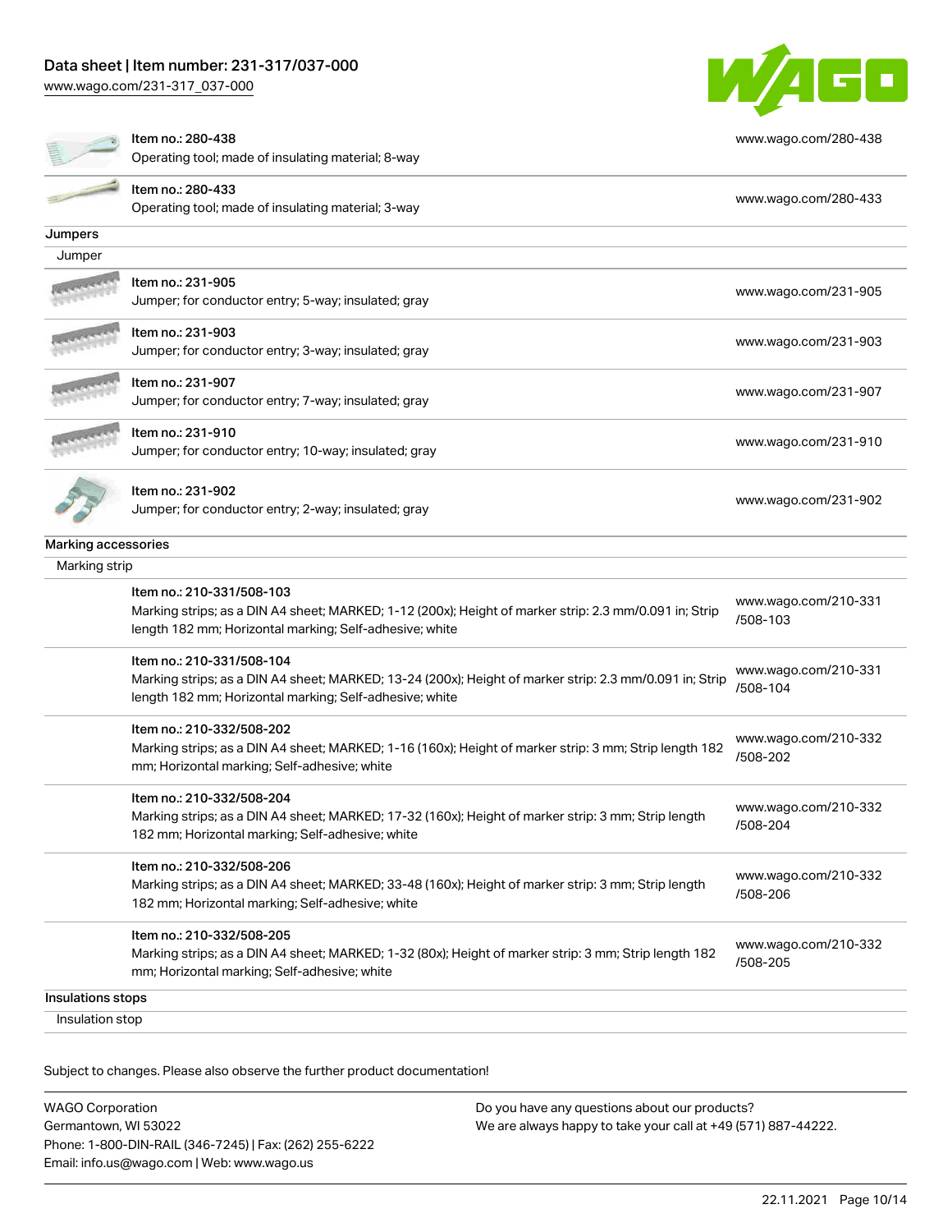| | | |
|---|---|---|
| | Item no.: 280-438<br>Operating tool; made of insulating material; 8-way | www.wago.com/280-438 |
| | Item no.: 280-433<br>Operating tool; made of insulating material; 3-way | www.wago.com/280-433 |

**Jumpers**

Jumper

| | | |
|---|---|---|
| | Item no.: 231-905<br>Jumper; for conductor entry; 5-way; insulated; gray | www.wago.com/231-905 |
| | Item no.: 231-903<br>Jumper; for conductor entry; 3-way; insulated; gray | www.wago.com/231-903 |
| | Item no.: 231-907<br>Jumper; for conductor entry; 7-way; insulated; gray | www.wago.com/231-907 |
| | Item no.: 231-910<br>Jumper; for conductor entry; 10-way; insulated; gray | www.wago.com/231-910 |
| | Item no.: 231-902<br>Jumper; for conductor entry; 2-way; insulated; gray | www.wago.com/231-902 |

**Marking accessories**

Marking strip

| | | |
|---|---|---|
| | Item no.: 210-331/508-103<br>Marking strips; as a DIN A4 sheet; MARKED; 1-12 (200x); Height of marker strip: 2.3 mm/0.091 in; Strip length 182 mm; Horizontal marking; Self-adhesive; white | www.wago.com/210-331/508-103 |
| | Item no.: 210-331/508-104<br>Marking strips; as a DIN A4 sheet; MARKED; 13-24 (200x); Height of marker strip: 2.3 mm/0.091 in; Strip length 182 mm; Horizontal marking; Self-adhesive; white | www.wago.com/210-331/508-104 |
| | Item no.: 210-332/508-202<br>Marking strips; as a DIN A4 sheet; MARKED; 1-16 (160x); Height of marker strip: 3 mm; Strip length 182 mm; Horizontal marking; Self-adhesive; white | www.wago.com/210-332/508-202 |
| | Item no.: 210-332/508-204<br>Marking strips; as a DIN A4 sheet; MARKED; 17-32 (160x); Height of marker strip: 3 mm; Strip length 182 mm; Horizontal marking; Self-adhesive; white | www.wago.com/210-332/508-204 |
| | Item no.: 210-332/508-206<br>Marking strips; as a DIN A4 sheet; MARKED; 33-48 (160x); Height of marker strip: 3 mm; Strip length 182 mm; Horizontal marking; Self-adhesive; white | www.wago.com/210-332/508-206 |
| | Item no.: 210-332/508-205<br>Marking strips; as a DIN A4 sheet; MARKED; 1-32 (80x); Height of marker strip: 3 mm; Strip length 182 mm; Horizontal marking; Self-adhesive; white | www.wago.com/210-332/508-205 |

**Insulations stops**

Insulation stop

Subject to changes. Please also observe the further product documentation!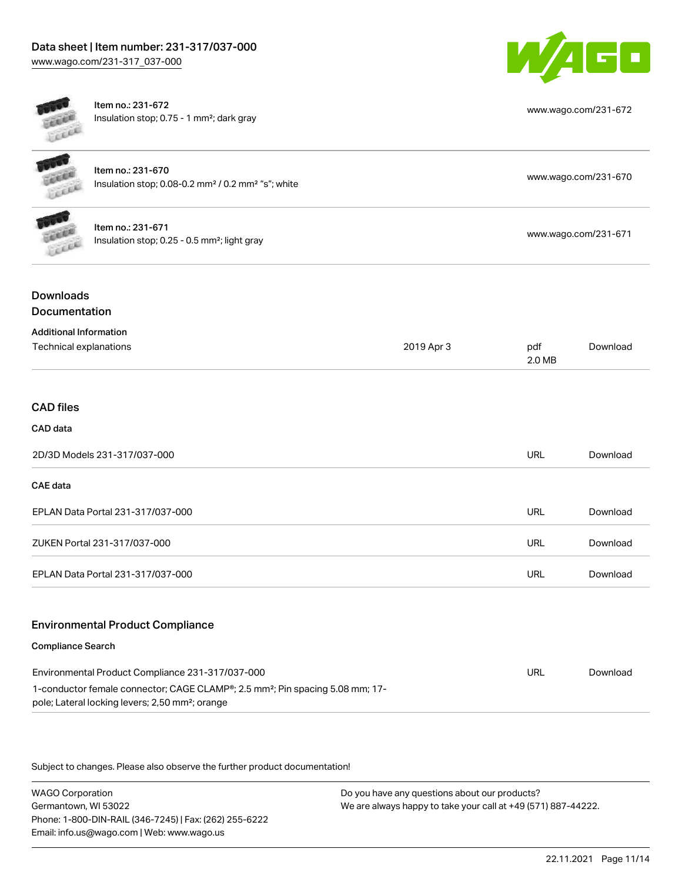| Item | Description | Link |
| --- | --- | --- |
| Item no.: 231-672 | Insulation stop; 0.75 - 1 mm²; dark gray | www.wago.com/231-672 |
| Item no.: 231-670 | Insulation stop; 0.08-0.2 mm² / 0.2 mm² "s"; white | www.wago.com/231-670 |
| Item no.: 231-671 | Insulation stop; 0.25 - 0.5 mm²; light gray | www.wago.com/231-671 |

## Downloads

### Documentation

**Additional Information**

| | | | |
| --- | --- | --- | --- |
| Technical explanations | 2019 Apr 3 | pdf 2.0 MB | Download |

### CAD files

**CAD data**

| | | |
| --- | --- | --- |
| 2D/3D Models 231-317/037-000 | URL | Download |

**CAE data**

| | | |
| --- | --- | --- |
| EPLAN Data Portal 231-317/037-000 | URL | Download |
| ZUKEN Portal 231-317/037-000 | URL | Download |
| EPLAN Data Portal 231-317/037-000 | URL | Download |

### Environmental Product Compliance

**Compliance Search**

| | | |
| --- | --- | --- |
| Environmental Product Compliance 231-317/037-000<br>1-conductor female connector; CAGE CLAMP®; 2.5 mm²; Pin spacing 5.08 mm; 17-pole; Lateral locking levers; 2,50 mm²; orange | URL | Download |

Subject to changes. Please also observe the further product documentation!

WAGO Corporation
Germantown, WI 53022
Phone: 1-800-DIN-RAIL (346-7245) | Fax: (262) 255-6222
Email: info.us@wago.com | Web: www.wago.us

Do you have any questions about our products?
We are always happy to take your call at +49 (571) 887-44222.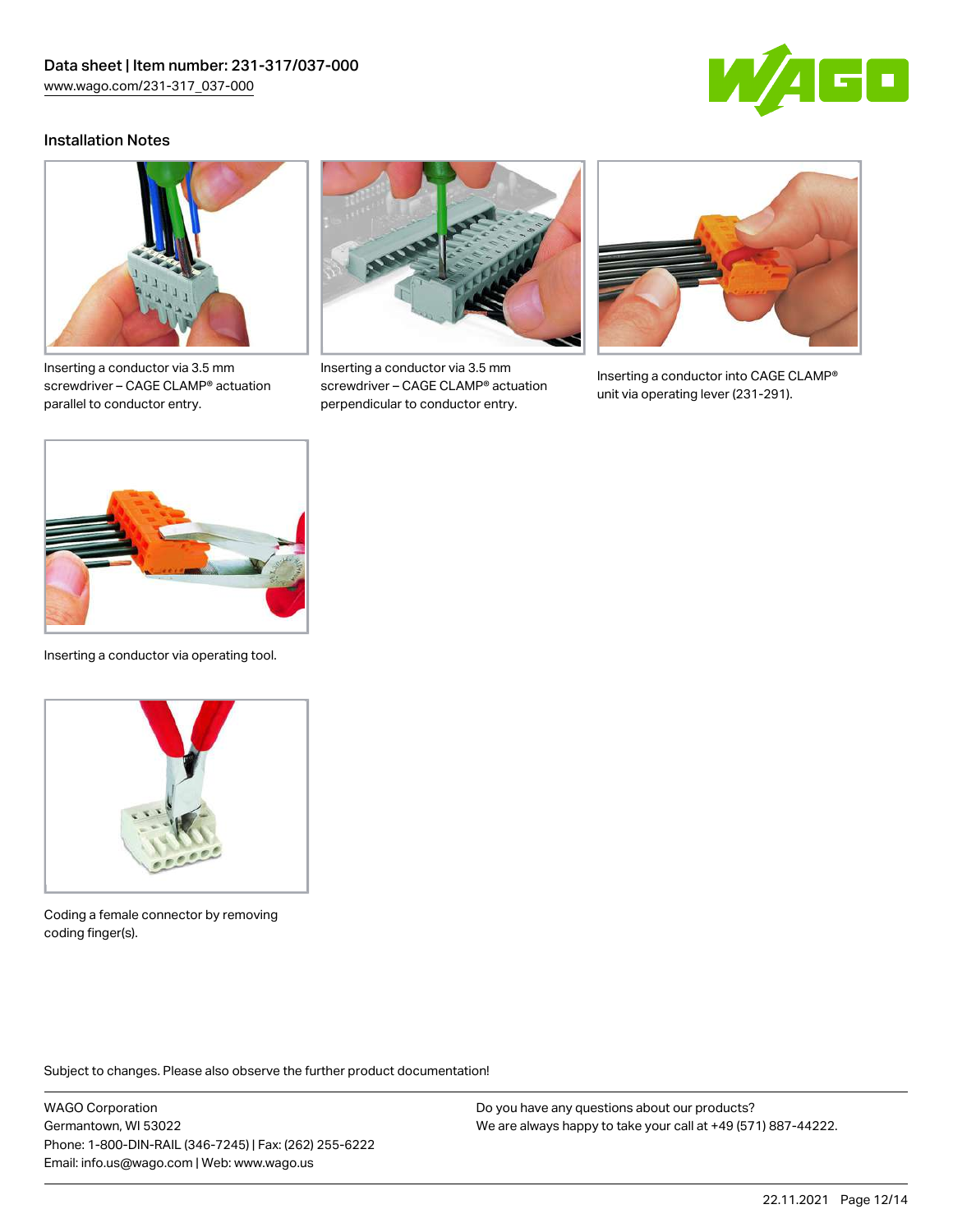## Installation Notes

Inserting a conductor via 3.5 mm screwdriver – CAGE CLAMP® actuation parallel to conductor entry.

Inserting a conductor via 3.5 mm screwdriver – CAGE CLAMP® actuation perpendicular to conductor entry.

Inserting a conductor into CAGE CLAMP® unit via operating lever (231-291).

Inserting a conductor via operating tool.

Coding a female connector by removing coding finger(s).

Subject to changes. Please also observe the further product documentation!

WAGO Corporation
Germantown, WI 53022
Phone: 1-800-DIN-RAIL (346-7245) | Fax: (262) 255-6222
Email: info.us@wago.com | Web: www.wago.us

Do you have any questions about our products?
We are always happy to take your call at +49 (571) 887-44222.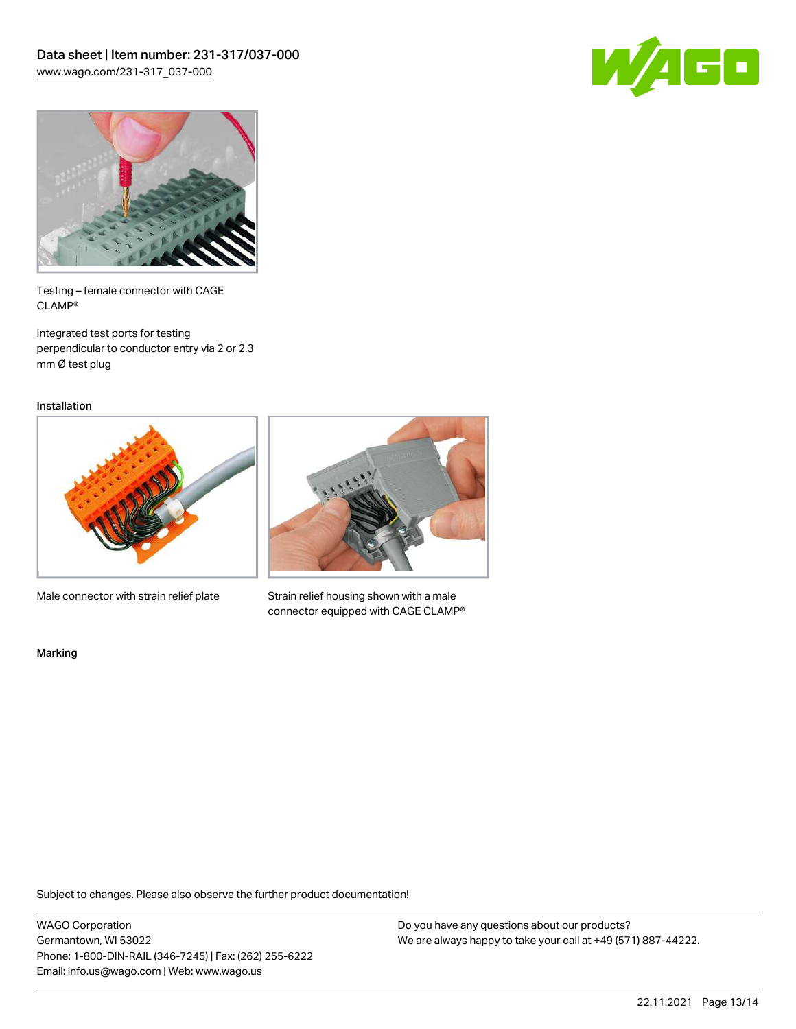Testing – female connector with CAGE CLAMP®

Integrated test ports for testing perpendicular to conductor entry via 2 or 2.3 mm Ø test plug

## Installation

Male connector with strain relief plate

Strain relief housing shown with a male connector equipped with CAGE CLAMP®

## Marking

Subject to changes. Please also observe the further product documentation!

WAGO Corporation
Germantown, WI 53022
Phone: 1-800-DIN-RAIL (346-7245) | Fax: (262) 255-6222
Email: info.us@wago.com | Web: www.wago.us

Do you have any questions about our products?
We are always happy to take your call at +49 (571) 887-44222.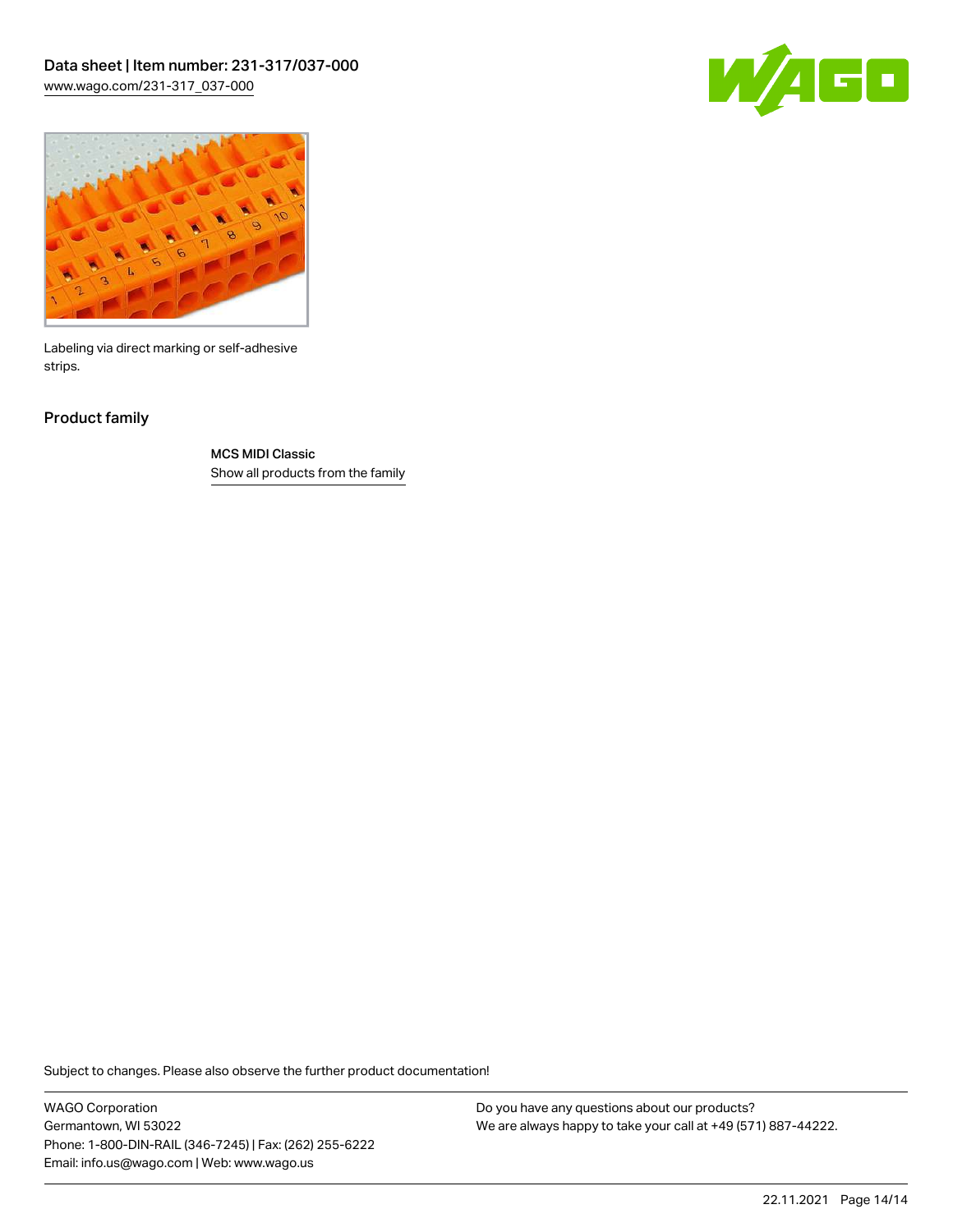Labeling via direct marking or self-adhesive strips.

## Product family

**MCS MIDI Classic**
Show all products from the family

Subject to changes. Please also observe the further product documentation!

WAGO Corporation
Germantown, WI 53022
Phone: 1-800-DIN-RAIL (346-7245) | Fax: (262) 255-6222
Email: info.us@wago.com | Web: www.wago.us

Do you have any questions about our products?
We are always happy to take your call at +49 (571) 887-44222.